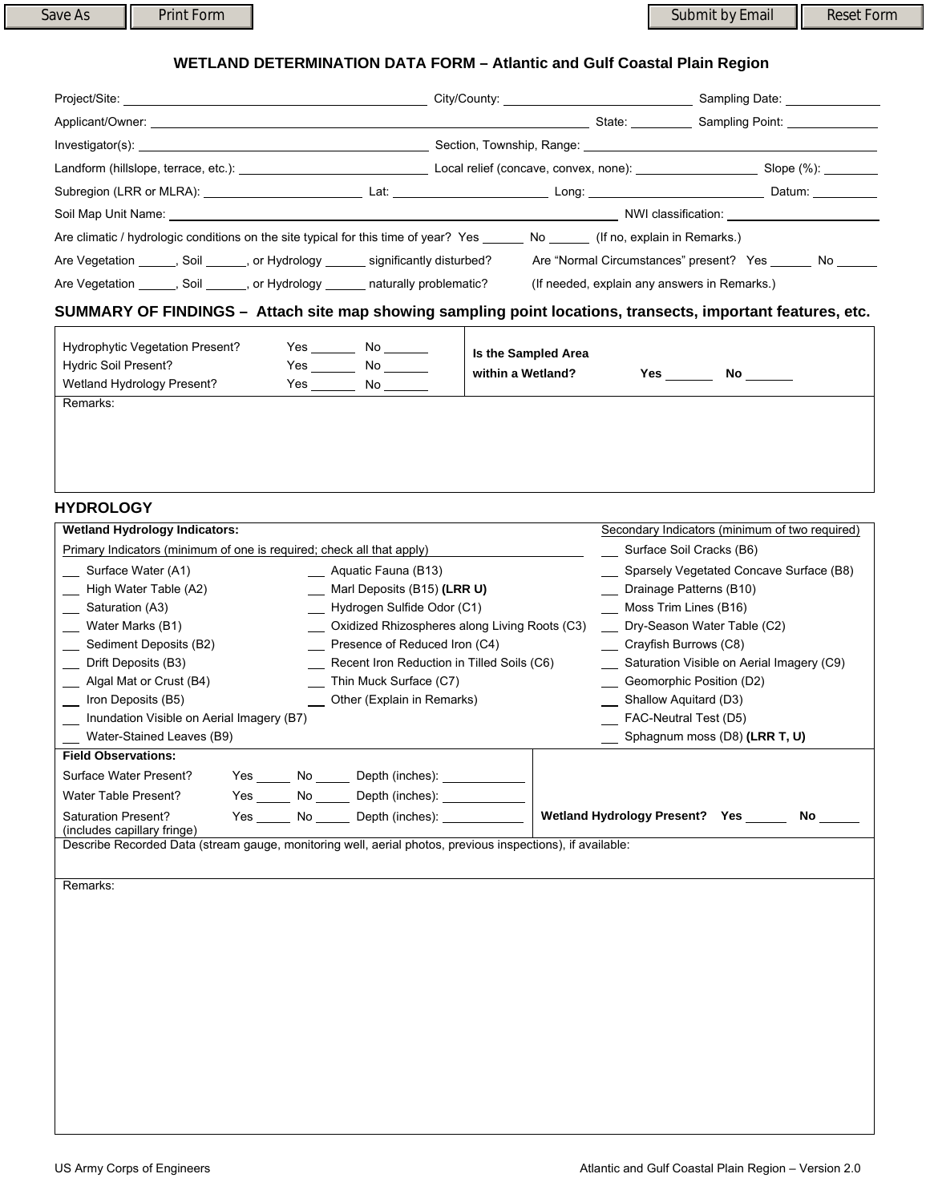Save As | Print Form | Submit by Email | Reset Form

## WETLAND DETERMINATION DATA FORM – Atlantic and Gulf Coastal Plain Region

Project/Site: ______________________ City/County: ______________________ Sampling Date: ____________

Applicant/Owner: ______________________ State: ________ Sampling Point: ____________

Investigator(s): ______________________ Section, Township, Range: ______________________

Landform (hillslope, terrace, etc.): ______________________ Local relief (concave, convex, none): ____________ Slope (%): ________

Subregion (LRR or MLRA): ____________ Lat: ____________ Long: ____________ Datum: ________

Soil Map Unit Name: ______________________ NWI classification: ____________

Are climatic / hydrologic conditions on the site typical for this time of year? Yes ______ No ______ (If no, explain in Remarks.)

Are Vegetation _____, Soil _____, or Hydrology ______ significantly disturbed? Are "Normal Circumstances" present? Yes ______ No ______

Are Vegetation _____, Soil _____, or Hydrology ______ naturally problematic? (If needed, explain any answers in Remarks.)

### SUMMARY OF FINDINGS – Attach site map showing sampling point locations, transects, important features, etc.

| | | |
|---|---|---|
| Hydrophytic Vegetation Present? | Yes ______ No ______ | **Is the Sampled Area within a Wetland?** **Yes** ______ **No** ______ |
| Hydric Soil Present? | Yes ______ No ______ | |
| Wetland Hydrology Present? | Yes ______ No ______ | |

Remarks:

### HYDROLOGY

**Wetland Hydrology Indicators:**

Primary Indicators (minimum of one is required; check all that apply)

- ___ Surface Water (A1)
- ___ High Water Table (A2)
- ___ Saturation (A3)
- ___ Water Marks (B1)
- ___ Sediment Deposits (B2)
- ___ Drift Deposits (B3)
- ___ Algal Mat or Crust (B4)
- ___ Iron Deposits (B5)
- ___ Inundation Visible on Aerial Imagery (B7)
- ___ Water-Stained Leaves (B9)
- ___ Aquatic Fauna (B13)
- ___ Marl Deposits (B15) **(LRR U)**
- ___ Hydrogen Sulfide Odor (C1)
- ___ Oxidized Rhizospheres along Living Roots (C3)
- ___ Presence of Reduced Iron (C4)
- ___ Recent Iron Reduction in Tilled Soils (C6)
- ___ Thin Muck Surface (C7)
- ___ Other (Explain in Remarks)

Secondary Indicators (minimum of two required)

- ___ Surface Soil Cracks (B6)
- ___ Sparsely Vegetated Concave Surface (B8)
- ___ Drainage Patterns (B10)
- ___ Moss Trim Lines (B16)
- ___ Dry-Season Water Table (C2)
- ___ Crayfish Burrows (C8)
- ___ Saturation Visible on Aerial Imagery (C9)
- ___ Geomorphic Position (D2)
- ___ Shallow Aquitard (D3)
- ___ FAC-Neutral Test (D5)
- ___ Sphagnum moss (D8) **(LRR T, U)**

**Field Observations:**

Surface Water Present? Yes _____ No _____ Depth (inches): ____________

Water Table Present? Yes _____ No _____ Depth (inches): ____________

Saturation Present? (includes capillary fringe) Yes _____ No _____ Depth (inches): ____________

**Wetland Hydrology Present? Yes** ______ **No** ______

Describe Recorded Data (stream gauge, monitoring well, aerial photos, previous inspections), if available:

Remarks:

US Army Corps of Engineers | Atlantic and Gulf Coastal Plain Region – Version 2.0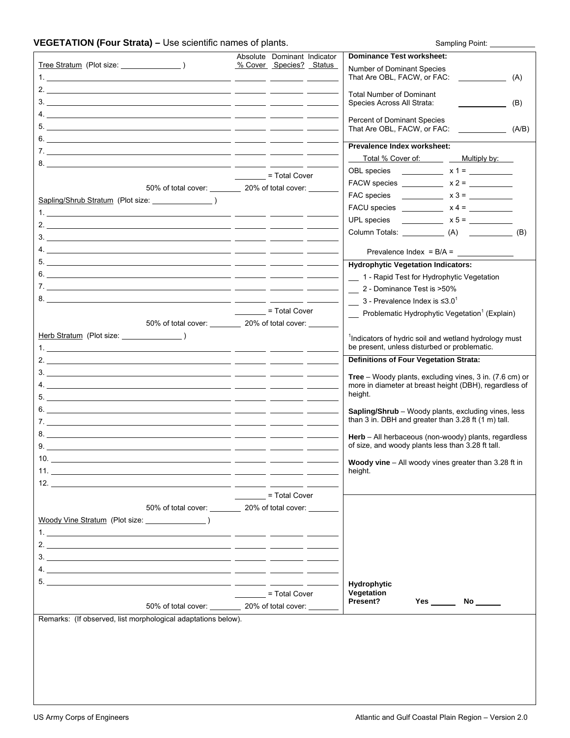## VEGETATION (Four Strata) – Use scientific names of plants.

Sampling Point: ___________

| Tree Stratum (Plot size: _______________ ) | Absolute % Cover | Dominant Species? | Indicator Status |
|---|---|---|---|
| 1. | | | |
| 2. | | | |
| 3. | | | |
| 4. | | | |
| 5. | | | |
| 6. | | | |
| 7. | | | |
| 8. | | | |
| | _______ = Total Cover | | |
| 50% of total cover: ________ | 20% of total cover: ________ | | |

| Sapling/Shrub Stratum (Plot size: _______________ ) | Absolute % Cover | Dominant Species? | Indicator Status |
|---|---|---|---|
| 1. | | | |
| 2. | | | |
| 3. | | | |
| 4. | | | |
| 5. | | | |
| 6. | | | |
| 7. | | | |
| 8. | | | |
| | _______ = Total Cover | | |
| 50% of total cover: ________ | 20% of total cover: ________ | | |

| Herb Stratum (Plot size: _______________ ) | Absolute % Cover | Dominant Species? | Indicator Status |
|---|---|---|---|
| 1. | | | |
| 2. | | | |
| 3. | | | |
| 4. | | | |
| 5. | | | |
| 6. | | | |
| 7. | | | |
| 8. | | | |
| 9. | | | |
| 10. | | | |
| 11. | | | |
| 12. | | | |
| | _______ = Total Cover | | |
| 50% of total cover: ________ | 20% of total cover: ________ | | |

| Woody Vine Stratum (Plot size: _______________ ) | Absolute % Cover | Dominant Species? | Indicator Status |
|---|---|---|---|
| 1. | | | |
| 2. | | | |
| 3. | | | |
| 4. | | | |
| 5. | | | |
| | _______ = Total Cover | | |
| 50% of total cover: ________ | 20% of total cover: ________ | | |

### Dominance Test worksheet:

Number of Dominant Species That Are OBL, FACW, or FAC: ___________ (A)

Total Number of Dominant Species Across All Strata: ___________ (B)

Percent of Dominant Species That Are OBL, FACW, or FAC: ___________ (A/B)

### Prevalence Index worksheet:

| Total % Cover of: | | Multiply by: |
|---|---|---|
| OBL species | ________ | x 1 = ________ |
| FACW species | ________ | x 2 = ________ |
| FAC species | ________ | x 3 = ________ |
| FACU species | ________ | x 4 = ________ |
| UPL species | ________ | x 5 = ________ |
| Column Totals: | ________ (A) | ________ (B) |

Prevalence Index = B/A = ___________

### Hydrophytic Vegetation Indicators:

- __ 1 - Rapid Test for Hydrophytic Vegetation
- __ 2 - Dominance Test is >50%
- __ 3 - Prevalence Index is ≤3.0[1]
- __ Problematic Hydrophytic Vegetation[1] (Explain)

[1]Indicators of hydric soil and wetland hydrology must be present, unless disturbed or problematic.

### Definitions of Four Vegetation Strata:

**Tree** – Woody plants, excluding vines, 3 in. (7.6 cm) or more in diameter at breast height (DBH), regardless of height.

**Sapling/Shrub** – Woody plants, excluding vines, less than 3 in. DBH and greater than 3.28 ft (1 m) tall.

**Herb** – All herbaceous (non-woody) plants, regardless of size, and woody plants less than 3.28 ft tall.

**Woody vine** – All woody vines greater than 3.28 ft in height.

**Hydrophytic Vegetation Present?** Yes ______ No ______

Remarks: (If observed, list morphological adaptations below).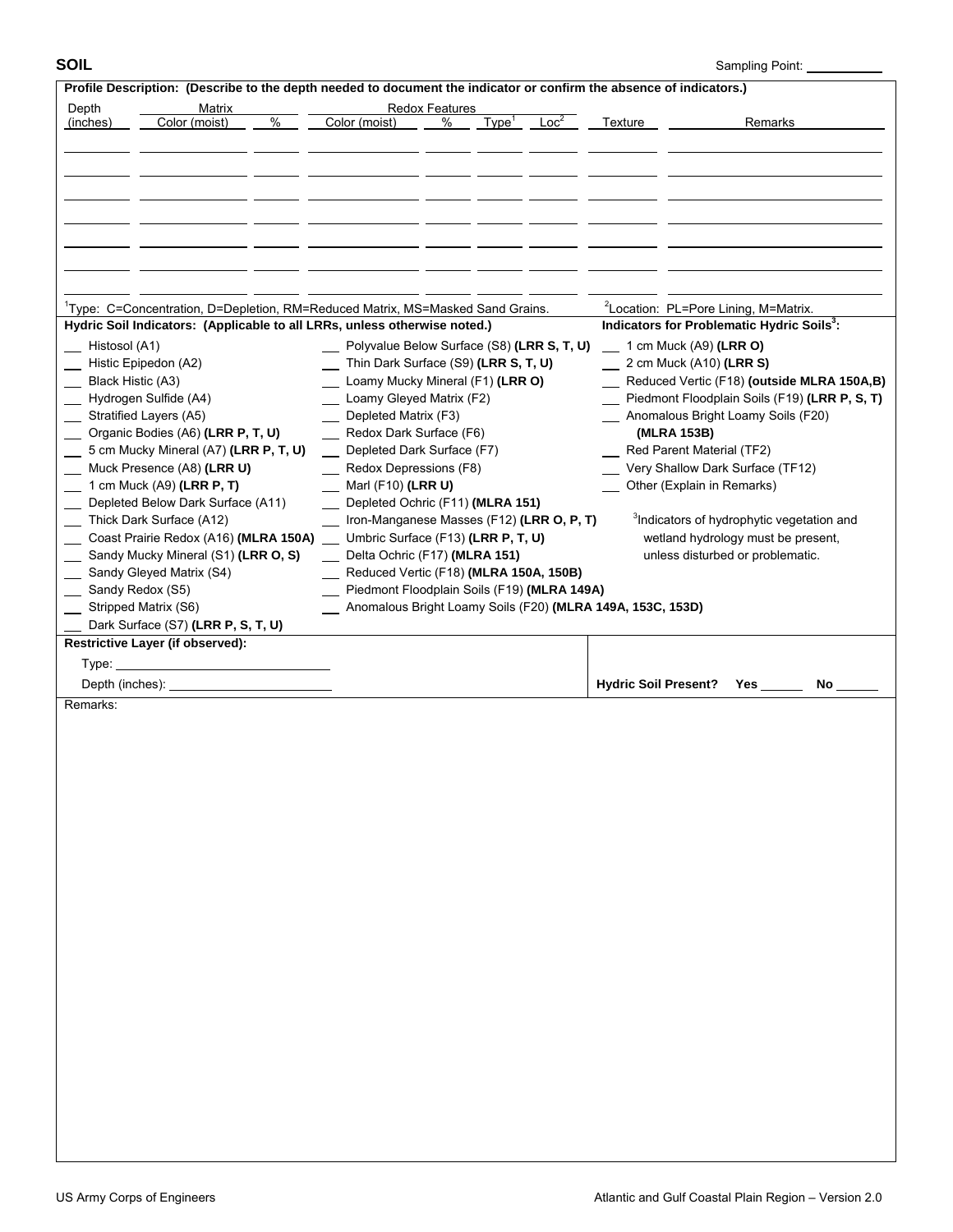# SOIL

Sampling Point: ___________

**Profile Description: (Describe to the depth needed to document the indicator or confirm the absence of indicators.)**

| Depth | Matrix | | Redox Features | | | | | |
|---|---|---|---|---|---|---|---|---|
| (inches) | Color (moist) | % | Color (moist) | % | Type[1] | Loc[2] | Texture | Remarks |
| | | | | | | | | |
| | | | | | | | | |
| | | | | | | | | |
| | | | | | | | | |
| | | | | | | | | |
| | | | | | | | | |
| | | | | | | | | |

[1]Type: C=Concentration, D=Depletion, RM=Reduced Matrix, MS=Masked Sand Grains. [2]Location: PL=Pore Lining, M=Matrix.

**Hydric Soil Indicators: (Applicable to all LRRs, unless otherwise noted.)**

- ___ Histosol (A1)
- ___ Histic Epipedon (A2)
- ___ Black Histic (A3)
- ___ Hydrogen Sulfide (A4)
- ___ Stratified Layers (A5)
- ___ Organic Bodies (A6) **(LRR P, T, U)**
- ___ 5 cm Mucky Mineral (A7) **(LRR P, T, U)**
- ___ Muck Presence (A8) **(LRR U)**
- ___ 1 cm Muck (A9) **(LRR P, T)**
- ___ Depleted Below Dark Surface (A11)
- ___ Thick Dark Surface (A12)
- ___ Coast Prairie Redox (A16) **(MLRA 150A)**
- ___ Sandy Mucky Mineral (S1) **(LRR O, S)**
- ___ Sandy Gleyed Matrix (S4)
- ___ Sandy Redox (S5)
- ___ Stripped Matrix (S6)
- ___ Dark Surface (S7) **(LRR P, S, T, U)**
- ___ Polyvalue Below Surface (S8) **(LRR S, T, U)**
- ___ Thin Dark Surface (S9) **(LRR S, T, U)**
- ___ Loamy Mucky Mineral (F1) **(LRR O)**
- ___ Loamy Gleyed Matrix (F2)
- ___ Depleted Matrix (F3)
- ___ Redox Dark Surface (F6)
- ___ Depleted Dark Surface (F7)
- ___ Redox Depressions (F8)
- ___ Marl (F10) **(LRR U)**
- ___ Depleted Ochric (F11) **(MLRA 151)**
- ___ Iron-Manganese Masses (F12) **(LRR O, P, T)**
- ___ Umbric Surface (F13) **(LRR P, T, U)**
- ___ Delta Ochric (F17) **(MLRA 151)**
- ___ Reduced Vertic (F18) **(MLRA 150A, 150B)**
- ___ Piedmont Floodplain Soils (F19) **(MLRA 149A)**
- ___ Anomalous Bright Loamy Soils (F20) **(MLRA 149A, 153C, 153D)**

**Indicators for Problematic Hydric Soils[3]:**

- ___ 1 cm Muck (A9) **(LRR O)**
- ___ 2 cm Muck (A10) **(LRR S)**
- ___ Reduced Vertic (F18) **(outside MLRA 150A,B)**
- ___ Piedmont Floodplain Soils (F19) **(LRR P, S, T)**
- ___ Anomalous Bright Loamy Soils (F20) **(MLRA 153B)**
- ___ Red Parent Material (TF2)
- ___ Very Shallow Dark Surface (TF12)
- ___ Other (Explain in Remarks)

[3]Indicators of hydrophytic vegetation and wetland hydrology must be present, unless disturbed or problematic.

**Restrictive Layer (if observed):**

Type: ______________________________

Depth (inches): ______________________

**Hydric Soil Present?** Yes ______ No ______

Remarks: